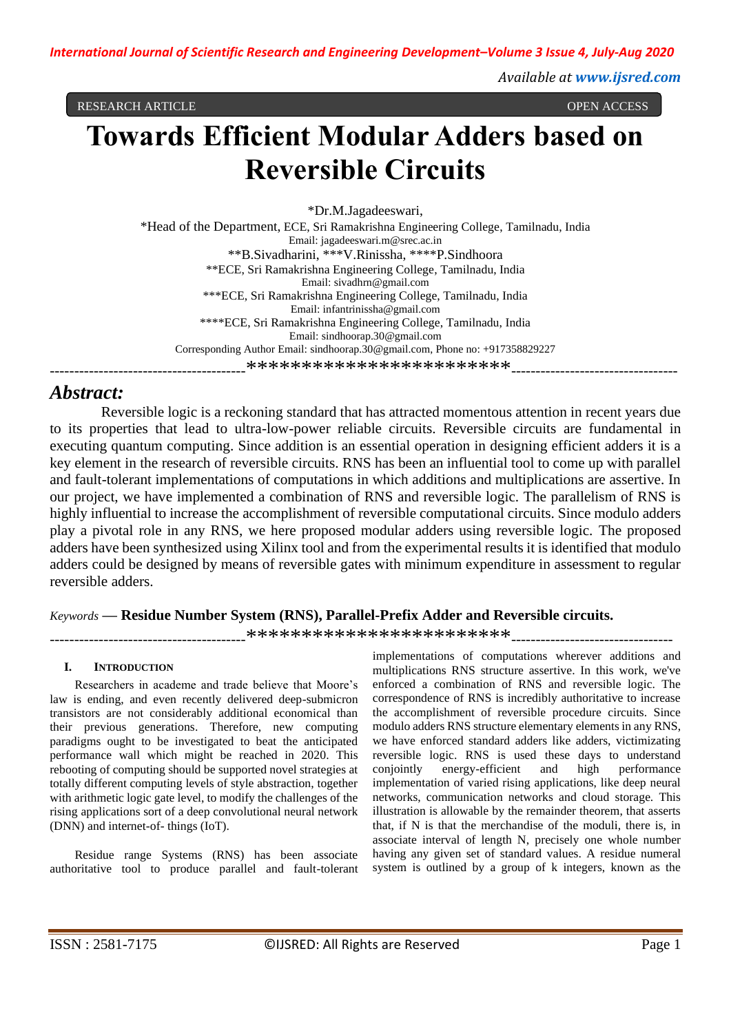RESEARCH ARTICLE OPEN ACCESS

# Towards Efficient Modular Adders based on Reversible Circuits

*Dr.M.Jagadeeswari,

*Head of the Department, ECE, Sri Ramakrishna Engineering College, Tamilnadu, India
Email: jagadeeswari.m@srec.ac.in

**B.Sivadharini, ***V.Rinissha, ****P.Sindhoora

**ECE, Sri Ramakrishna Engineering College, Tamilnadu, India
Email: sivadhrn@gmail.com

***ECE, Sri Ramakrishna Engineering College, Tamilnadu, India
Email: infantrinissha@gmail.com

****ECE, Sri Ramakrishna Engineering College, Tamilnadu, India
Email: sindhoorap.30@gmail.com

Corresponding Author Email: sindhoorap.30@gmail.com, Phone no: +917358829227

----------------------------------------************************----------------------------------

## Abstract:

Reversible logic is a reckoning standard that has attracted momentous attention in recent years due to its properties that lead to ultra-low-power reliable circuits. Reversible circuits are fundamental in executing quantum computing. Since addition is an essential operation in designing efficient adders it is a key element in the research of reversible circuits. RNS has been an influential tool to come up with parallel and fault-tolerant implementations of computations in which additions and multiplications are assertive. In our project, we have implemented a combination of RNS and reversible logic. The parallelism of RNS is highly influential to increase the accomplishment of reversible computational circuits. Since modulo adders play a pivotal role in any RNS, we here proposed modular adders using reversible logic. The proposed adders have been synthesized using Xilinx tool and from the experimental results it is identified that modulo adders could be designed by means of reversible gates with minimum expenditure in assessment to regular reversible adders.

*Keywords* — **Residue Number System (RNS), Parallel-Prefix Adder and Reversible circuits.**

----------------------------------------************************----------------------------------

## I. INTRODUCTION

Researchers in academe and trade believe that Moore's law is ending, and even recently delivered deep-submicron transistors are not considerably additional economical than their previous generations. Therefore, new computing paradigms ought to be investigated to beat the anticipated performance wall which might be reached in 2020. This rebooting of computing should be supported novel strategies at totally different computing levels of style abstraction, together with arithmetic logic gate level, to modify the challenges of the rising applications sort of a deep convolutional neural network (DNN) and internet-of- things (IoT).

Residue range Systems (RNS) has been associate authoritative tool to produce parallel and fault-tolerant implementations of computations wherever additions and multiplications RNS structure assertive. In this work, we've enforced a combination of RNS and reversible logic. The correspondence of RNS is incredibly authoritative to increase the accomplishment of reversible procedure circuits. Since modulo adders RNS structure elementary elements in any RNS, we have enforced standard adders like adders, victimizing reversible logic. RNS is used these days to understand conjointly energy-efficient and high performance implementation of varied rising applications, like deep neural networks, communication networks and cloud storage. This illustration is allowable by the remainder theorem, that asserts that, if N is that the merchandise of the moduli, there is, in associate interval of length N, precisely one whole number having any given set of standard values. A residue numeral system is outlined by a group of k integers, known as the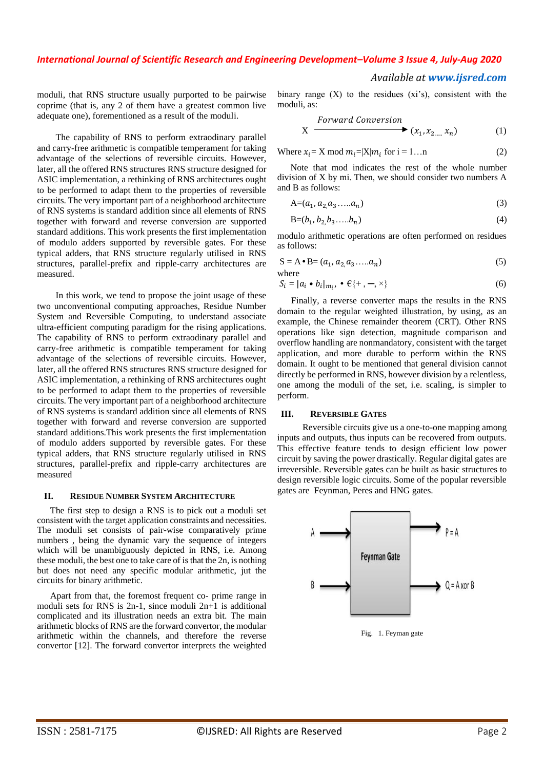moduli, that RNS structure usually purported to be pairwise coprime (that is, any 2 of them have a greatest common live adequate one), forementioned as a result of the moduli.

The capability of RNS to perform extraordinary parallel and carry-free arithmetic is compatible temperament for taking advantage of the selections of reversible circuits. However, later, all the offered RNS structures RNS structure designed for ASIC implementation, a rethinking of RNS architectures ought to be performed to adapt them to the properties of reversible circuits. The very important part of a neighborhood architecture of RNS systems is standard addition since all elements of RNS together with forward and reverse conversion are supported standard additions. This work presents the first implementation of modulo adders supported by reversible gates. For these typical adders, that RNS structure regularly utilised in RNS structures, parallel-prefix and ripple-carry architectures are measured.

In this work, we tend to propose the joint usage of these two unconventional computing approaches, Residue Number System and Reversible Computing, to understand associate ultra-efficient computing paradigm for the rising applications. The capability of RNS to perform extraordinary parallel and carry-free arithmetic is compatible temperament for taking advantage of the selections of reversible circuits. However, later, all the offered RNS structures RNS structure designed for ASIC implementation, a rethinking of RNS architectures ought to be performed to adapt them to the properties of reversible circuits. The very important part of a neighborhood architecture of RNS systems is standard addition since all elements of RNS together with forward and reverse conversion are supported standard additions.This work presents the first implementation of modulo adders supported by reversible gates. For these typical adders, that RNS structure regularly utilised in RNS structures, parallel-prefix and ripple-carry architectures are measured

## II. Residue Number System Architecture

The first step to design a RNS is to pick out a moduli set consistent with the target application constraints and necessities. The moduli set consists of pair-wise comparatively prime numbers , being the dynamic vary the sequence of integers which will be unambiguously depicted in RNS, i.e. Among these moduli, the best one to take care of is that the 2n, is nothing but does not need any specific modular arithmetic, jut the circuits for binary arithmetic.

Apart from that, the foremost frequent co- prime range in moduli sets for RNS is 2n-1, since moduli 2n+1 is additional complicated and its illustration needs an extra bit. The main arithmetic blocks of RNS are the forward convertor, the modular arithmetic within the channels, and therefore the reverse convertor [12]. The forward convertor interprets the weighted binary range (X) to the residues (xi's), consistent with the moduli, as:

$$X \xrightarrow{\text{Forward Conversion}} (x_1, x_{2\ldots\ldots}\, x_n) \tag{1}$$

Where $x_i$= X mod $m_i$=$|X|m_i$ for i = 1…n (2)

Note that mod indicates the rest of the whole number division of X by mi. Then, we should consider two numbers A and B as follows:

$$A=(a_1, a_{2,} a_3 \ldots\ldots a_n) \tag{3}$$

$$B=(b_1, b_{2,} b_3 \ldots\ldots b_n) \tag{4}$$

modulo arithmetic operations are often performed on residues as follows:

$$S = A \bullet B = (a_1, a_{2,} a_3 \ldots\ldots a_n) \tag{5}$$

where

$$S_i = |a_i \bullet b_i|_{m_i}, \bullet \in \{+, -, \times\} \tag{6}$$

Finally, a reverse converter maps the results in the RNS domain to the regular weighted illustration, by using, as an example, the Chinese remainder theorem (CRT). Other RNS operations like sign detection, magnitude comparison and overflow handling are nonmandatory, consistent with the target application, and more durable to perform within the RNS domain. It ought to be mentioned that general division cannot directly be performed in RNS, however division by a relentless, one among the moduli of the set, i.e. scaling, is simpler to perform.

## III. Reversible Gates

Reversible circuits give us a one-to-one mapping among inputs and outputs, thus inputs can be recovered from outputs. This effective feature tends to design efficient low power circuit by saving the power drastically. Regular digital gates are irreversible. Reversible gates can be built as basic structures to design reversible logic circuits. Some of the popular reversible gates are Feynman, Peres and HNG gates.

Fig. 1. Feyman gate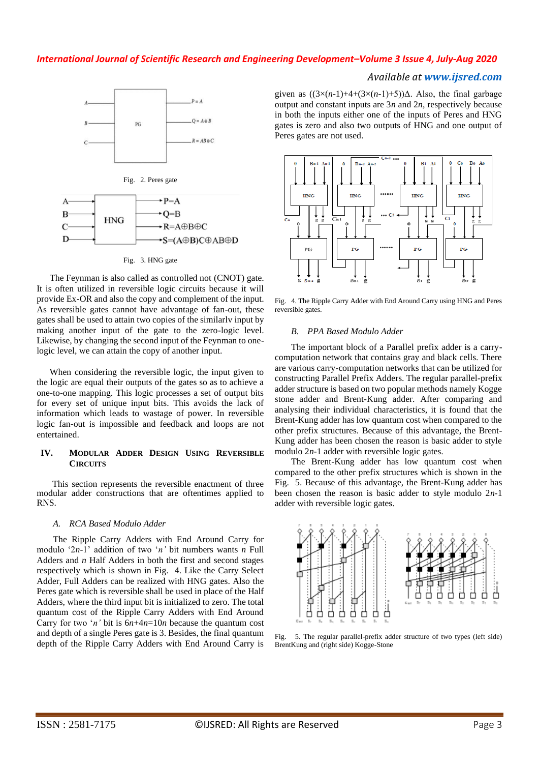Fig. 2. Peres gate

Fig. 3. HNG gate

The Feynman is also called as controlled not (CNOT) gate. It is often utilized in reversible logic circuits because it will provide Ex-OR and also the copy and complement of the input. As reversible gates cannot have advantage of fan-out, these gates shall be used to attain two copies of the similarlv input by making another input of the gate to the zero-logic level. Likewise, by changing the second input of the Feynman to one-logic level, we can attain the copy of another input.

When considering the reversible logic, the input given to the logic are equal their outputs of the gates so as to achieve a one-to-one mapping. This logic processes a set of output bits for every set of unique input bits. This avoids the lack of information which leads to wastage of power. In reversible logic fan-out is impossible and feedback and loops are not entertained.

## IV. Modular Adder Design Using Reversible Circuits

This section represents the reversible enactment of three modular adder constructions that are oftentimes applied to RNS.

### *A. RCA Based Modulo Adder*

The Ripple Carry Adders with End Around Carry for modulo '$2n$-1' addition of two '$n$' bit numbers wants $n$ Full Adders and $n$ Half Adders in both the first and second stages respectively which is shown in Fig. 4. Like the Carry Select Adder, Full Adders can be realized with HNG gates. Also the Peres gate which is reversible shall be used in place of the Half Adders, where the third input bit is initialized to zero. The total quantum cost of the Ripple Carry Adders with End Around Carry for two '$n$' bit is $6n+4n=10n$ because the quantum cost and depth of a single Peres gate is 3. Besides, the final quantum depth of the Ripple Carry Adders with End Around Carry is given as $((3\times(n\text{-}1)+4+(3\times(n\text{-}1)+5))\Delta$. Also, the final garbage output and constant inputs are $3n$ and $2n$, respectively because in both the inputs either one of the inputs of Peres and HNG gates is zero and also two outputs of HNG and one output of Peres gates are not used.

Fig. 4. The Ripple Carry Adder with End Around Carry using HNG and Peres reversible gates.

### *B. PPA Based Modulo Adder*

The important block of a Parallel prefix adder is a carry-computation network that contains gray and black cells. There are various carry-computation networks that can be utilized for constructing Parallel Prefix Adders. The regular parallel-prefix adder structure is based on two popular methods namely Kogge stone adder and Brent-Kung adder. After comparing and analysing their individual characteristics, it is found that the Brent-Kung adder has low quantum cost when compared to the other prefix structures. Because of this advantage, the Brent-Kung adder has been chosen the reason is basic adder to style modulo $2n$-1 adder with reversible logic gates.

The Brent-Kung adder has low quantum cost when compared to the other prefix structures which is shown in the Fig. 5. Because of this advantage, the Brent-Kung adder has been chosen the reason is basic adder to style modulo $2n$-1 adder with reversible logic gates.

Fig. 5. The regular parallel-prefix adder structure of two types (left side) BrentKung and (right side) Kogge-Stone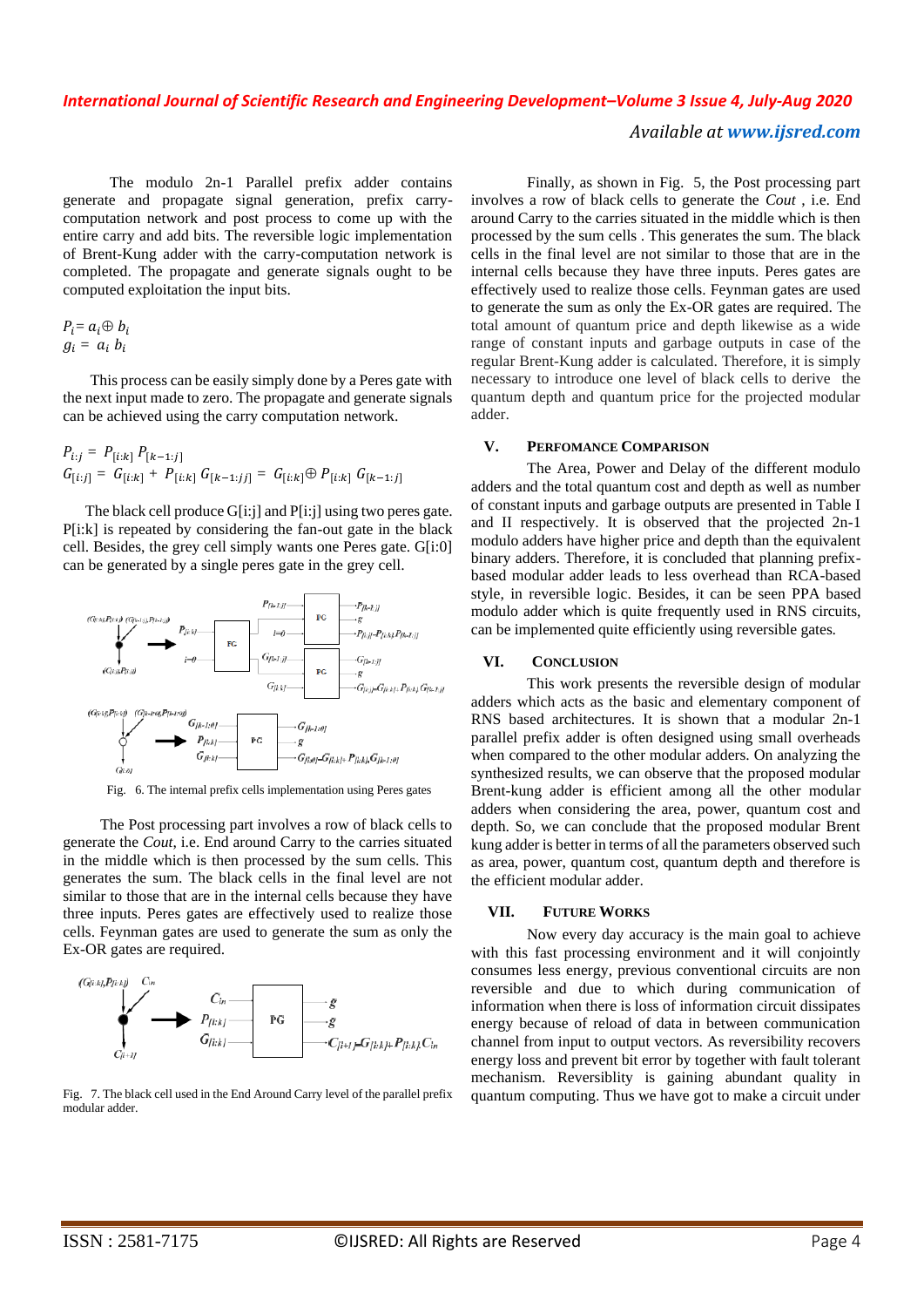The modulo 2n-1 Parallel prefix adder contains generate and propagate signal generation, prefix carry-computation network and post process to come up with the entire carry and add bits. The reversible logic implementation of Brent-Kung adder with the carry-computation network is completed. The propagate and generate signals ought to be computed exploitation the input bits.

$P_i = a_i \oplus b_i$
$g_i = a_i\, b_i$

This process can be easily simply done by a Peres gate with the next input made to zero. The propagate and generate signals can be achieved using the carry computation network.

$$P_{i:j} = P_{[i:k]}\, P_{[k-1:j]}$$
$$G_{[i:j]} = G_{[i:k]} + P_{[i:k]}\, G_{[k-1:j]} = G_{[i:k]} \oplus P_{[i:k]}\, G_{[k-1:j]}$$

The black cell produce G[i:j] and P[i:j] using two peres gate. P[i:k] is repeated by considering the fan-out gate in the black cell. Besides, the grey cell simply wants one Peres gate. G[i:0] can be generated by a single peres gate in the grey cell.

Fig. 6. The internal prefix cells implementation using Peres gates

The Post processing part involves a row of black cells to generate the *Cout*, i.e. End around Carry to the carries situated in the middle which is then processed by the sum cells. This generates the sum. The black cells in the final level are not similar to those that are in the internal cells because they have three inputs. Peres gates are effectively used to realize those cells. Feynman gates are used to generate the sum as only the Ex-OR gates are required.

Fig. 7. The black cell used in the End Around Carry level of the parallel prefix modular adder.

Finally, as shown in Fig. 5, the Post processing part involves a row of black cells to generate the *Cout* , i.e. End around Carry to the carries situated in the middle which is then processed by the sum cells . This generates the sum. The black cells in the final level are not similar to those that are in the internal cells because they have three inputs. Peres gates are effectively used to realize those cells. Feynman gates are used to generate the sum as only the Ex-OR gates are required. The total amount of quantum price and depth likewise as a wide range of constant inputs and garbage outputs in case of the regular Brent-Kung adder is calculated. Therefore, it is simply necessary to introduce one level of black cells to derive the quantum depth and quantum price for the projected modular adder.

## V. PERFOMANCE COMPARISON

The Area, Power and Delay of the different modulo adders and the total quantum cost and depth as well as number of constant inputs and garbage outputs are presented in Table I and II respectively. It is observed that the projected 2n-1 modulo adders have higher price and depth than the equivalent binary adders. Therefore, it is concluded that planning prefix-based modular adder leads to less overhead than RCA-based style, in reversible logic. Besides, it can be seen PPA based modulo adder which is quite frequently used in RNS circuits, can be implemented quite efficiently using reversible gates.

## VI. CONCLUSION

This work presents the reversible design of modular adders which acts as the basic and elementary component of RNS based architectures. It is shown that a modular 2n-1 parallel prefix adder is often designed using small overheads when compared to the other modular adders. On analyzing the synthesized results, we can observe that the proposed modular Brent-kung adder is efficient among all the other modular adders when considering the area, power, quantum cost and depth. So, we can conclude that the proposed modular Brent kung adder is better in terms of all the parameters observed such as area, power, quantum cost, quantum depth and therefore is the efficient modular adder.

## VII. FUTURE WORKS

Now every day accuracy is the main goal to achieve with this fast processing environment and it will conjointly consumes less energy, previous conventional circuits are non reversible and due to which during communication of information when there is loss of information circuit dissipates energy because of reload of data in between communication channel from input to output vectors. As reversibility recovers energy loss and prevent bit error by together with fault tolerant mechanism. Reversiblity is gaining abundant quality in quantum computing. Thus we have got to make a circuit under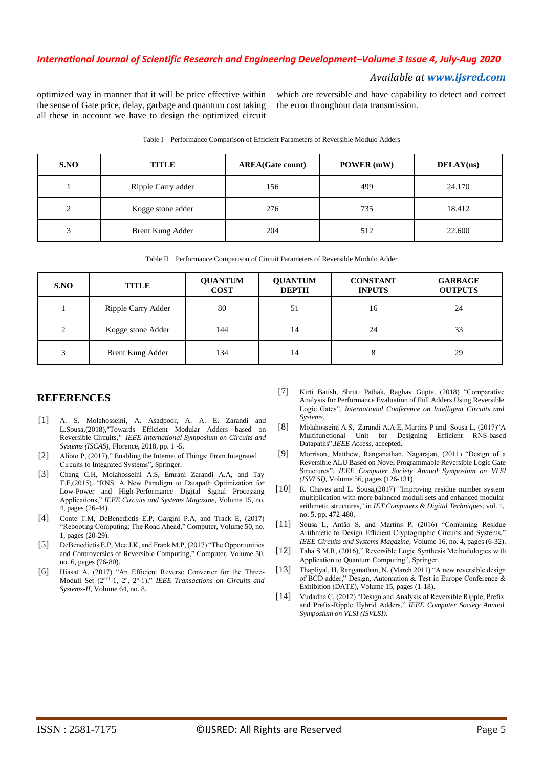optimized way in manner that it will be price effective within the sense of Gate price, delay, garbage and quantum cost taking all these in account we have to design the optimized circuit which are reversible and have capability to detect and correct the error throughout data transmission.

Table I Performance Comparison of Efficient Parameters of Reversible Modulo Adders

| S.NO | TITLE | AREA(Gate count) | POWER (mW) | DELAY(ns) |
|---|---|---|---|---|
| 1 | Ripple Carry adder | 156 | 499 | 24.170 |
| 2 | Kogge stone adder | 276 | 735 | 18.412 |
| 3 | Brent Kung Adder | 204 | 512 | 22.600 |

Table II Performance Comparison of Circuit Parameters of Reversible Modulo Adder

| S.NO | TITLE | QUANTUM COST | QUANTUM DEPTH | CONSTANT INPUTS | GARBAGE OUTPUTS |
|---|---|---|---|---|---|
| 1 | Ripple Carry Adder | 80 | 51 | 16 | 24 |
| 2 | Kogge stone Adder | 144 | 14 | 24 | 33 |
| 3 | Brent Kung Adder | 134 | 14 | 8 | 29 |

## REFERENCES

[1] A. S. Molahosseini, A. Asadpoor, A. A. E. Zarandi and L.Sousa,(2018),"Towards Efficient Modular Adders based on Reversible Circuits," *IEEE International Symposium on Circuits and Systems (ISCAS)*, Florence, 2018, pp. 1 -5.

[2] Alioto P, (2017)," Enabling the Internet of Things: From Integrated Circuits to Integrated Systems", Springer.

[3] Chang C.H, Molahosseini A.S, Emrani Zarandi A.A, and Tay T.F,(2015), "RNS: A New Paradigm to Datapath Optimization for Low-Power and High-Performance Digital Signal Processing Applications," *IEEE Circuits and Systems Magazine*, Volume 15, no. 4, pages (26-44).

[4] Conte T.M, DeBenedictis E.P, Gargini P.A, and Track E, (2017) "Rebooting Computing: The Road Ahead," Computer, Volume 50, no. 1, pages (20-29).

[5] DeBenedictis E.P, Mee J.K, and Frank M.P, (2017) "The Opportunities and Controversies of Reversible Computing," Computer, Volume 50, no. 6, pages (76-80).

[6] Hiasat A, (2017) "An Efficient Reverse Converter for the Three-Moduli Set ($2^{n+1}$-1, $2^n$, $2^n$-1)," *IEEE Transactions on Circuits and Systems-II*, Volume 64, no. 8.

[7] Kirti Batish, Shruti Pathak, Raghav Gupta, (2018) "Comparative Analysis for Performance Evaluation of Full Adders Using Reversible Logic Gates", *International Conference on Intelligent Circuits and Systems.*

[8] Molahosseini A.S, Zarandi A.A.E, Martins P and Sousa L, (2017)"A Multifunctional Unit for Designing Efficient RNS-based Datapaths",*IEEE Access*, accepted.

[9] Morrison, Matthew, Ranganathan, Nagarajan, (2011) "Design of a Reversible ALU Based on Novel Programmable Reversible Logic Gate Structures", *IEEE Computer Society Annual Symposium on VLSI (ISVLSI)*, Volume 56, pages (126-131).

[10] R. Chaves and L. Sousa,(2017) "Improving residue number system multiplication with more balanced moduli sets and enhanced modular arithmetic structures," in *IET Computers & Digital Techniques*, vol. 1, no. 5, pp. 472-480.

[11] Sousa L, Antão S, and Martins P, (2016) "Combining Residue Arithmetic to Design Efficient Cryptographic Circuits and Systems," *IEEE Circuits and Systems Magazine*, Volume 16, no. 4, pages (6-32).

[12] Taha S.M.R, (2016)," Reversible Logic Synthesis Methodologies with Application to Quantum Computing", Springer.

[13] Thapliyal, H, Ranganathan, N, (March 2011) "A new reversible design of BCD adder," Design, Automation & Test in Europe Conference & Exhibition (DATE), Volume 15, pages (1-18).

[14] Vudadha C, (2012) "Design and Analysis of Reversible Ripple, Prefix and Prefix-Ripple Hybrid Adders," *IEEE Computer Society Annual Symposium on VLSI (ISVLSI).*